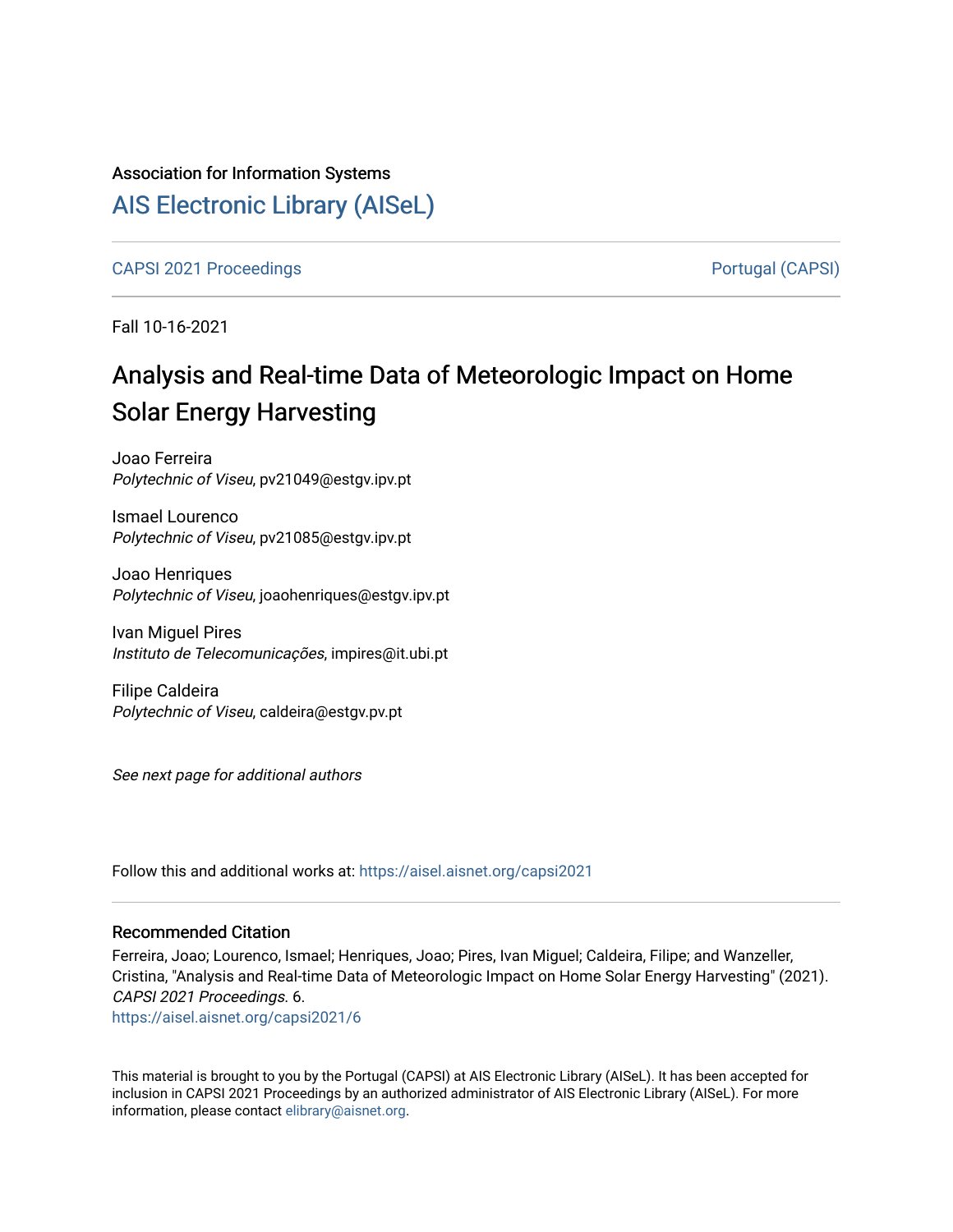Association for Information Systems

# AIS Electronic Library (AISeL)

CAPSI 2021 Proceedings

Portugal (CAPSI)

Fall 10-16-2021

# Analysis and Real-time Data of Meteorologic Impact on Home Solar Energy Harvesting

Joao Ferreira
*Polytechnic of Viseu*, pv21049@estgv.ipv.pt

Ismael Lourenco
*Polytechnic of Viseu*, pv21085@estgv.ipv.pt

Joao Henriques
*Polytechnic of Viseu*, joaohenriques@estgv.ipv.pt

Ivan Miguel Pires
*Instituto de Telecomunicações*, impires@it.ubi.pt

Filipe Caldeira
*Polytechnic of Viseu*, caldeira@estgv.pv.pt

*See next page for additional authors*

Follow this and additional works at: https://aisel.aisnet.org/capsi2021

## Recommended Citation

Ferreira, Joao; Lourenco, Ismael; Henriques, Joao; Pires, Ivan Miguel; Caldeira, Filipe; and Wanzeller, Cristina, "Analysis and Real-time Data of Meteorologic Impact on Home Solar Energy Harvesting" (2021). *CAPSI 2021 Proceedings*. 6.
https://aisel.aisnet.org/capsi2021/6

This material is brought to you by the Portugal (CAPSI) at AIS Electronic Library (AISeL). It has been accepted for inclusion in CAPSI 2021 Proceedings by an authorized administrator of AIS Electronic Library (AISeL). For more information, please contact elibrary@aisnet.org.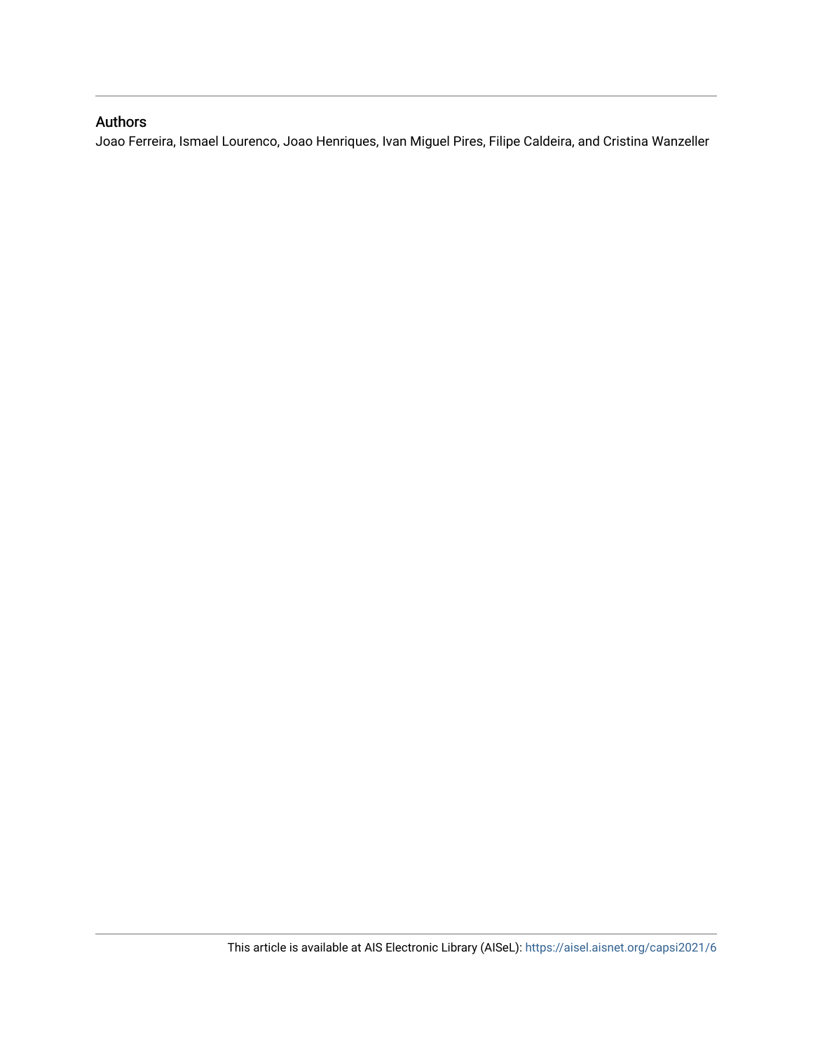## Authors

Joao Ferreira, Ismael Lourenco, Joao Henriques, Ivan Miguel Pires, Filipe Caldeira, and Cristina Wanzeller

This article is available at AIS Electronic Library (AISeL): https://aisel.aisnet.org/capsi2021/6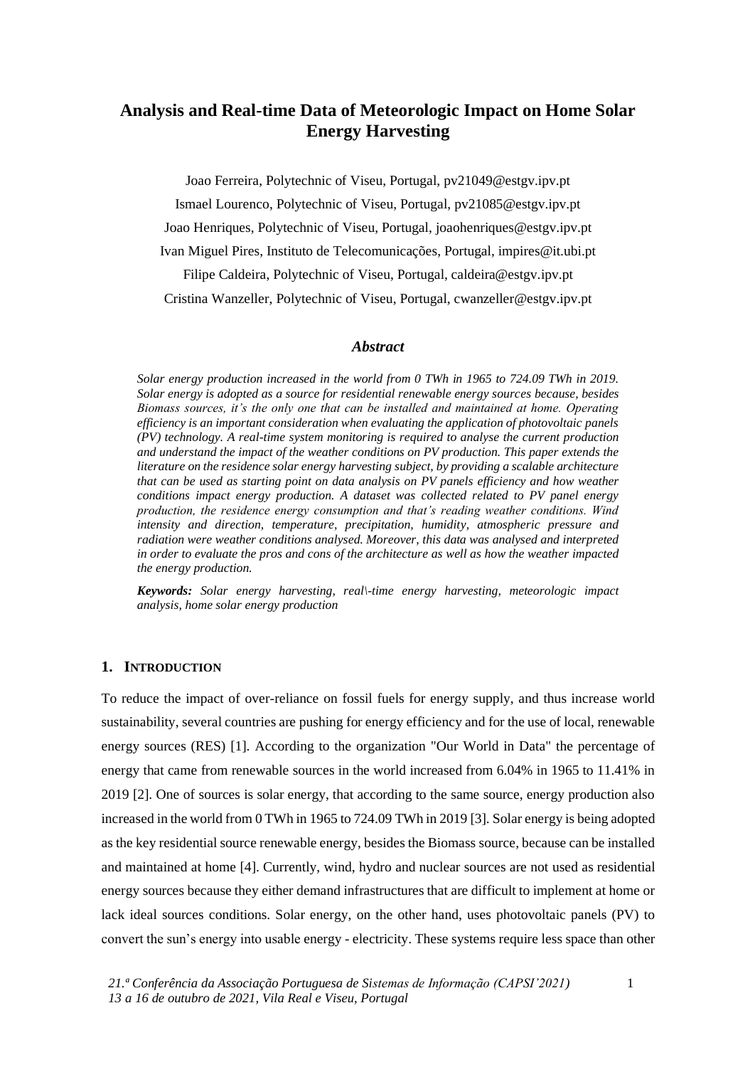# Analysis and Real-time Data of Meteorologic Impact on Home Solar Energy Harvesting

Joao Ferreira, Polytechnic of Viseu, Portugal, pv21049@estgv.ipv.pt

Ismael Lourenco, Polytechnic of Viseu, Portugal, pv21085@estgv.ipv.pt

Joao Henriques, Polytechnic of Viseu, Portugal, joaohenriques@estgv.ipv.pt

Ivan Miguel Pires, Instituto de Telecomunicações, Portugal, impires@it.ubi.pt

Filipe Caldeira, Polytechnic of Viseu, Portugal, caldeira@estgv.ipv.pt

Cristina Wanzeller, Polytechnic of Viseu, Portugal, cwanzeller@estgv.ipv.pt

### *Abstract*

*Solar energy production increased in the world from 0 TWh in 1965 to 724.09 TWh in 2019. Solar energy is adopted as a source for residential renewable energy sources because, besides Biomass sources, it's the only one that can be installed and maintained at home. Operating efficiency is an important consideration when evaluating the application of photovoltaic panels (PV) technology. A real-time system monitoring is required to analyse the current production and understand the impact of the weather conditions on PV production. This paper extends the literature on the residence solar energy harvesting subject, by providing a scalable architecture that can be used as starting point on data analysis on PV panels efficiency and how weather conditions impact energy production. A dataset was collected related to PV panel energy production, the residence energy consumption and that's reading weather conditions. Wind intensity and direction, temperature, precipitation, humidity, atmospheric pressure and radiation were weather conditions analysed. Moreover, this data was analysed and interpreted in order to evaluate the pros and cons of the architecture as well as how the weather impacted the energy production.*

***Keywords:*** *Solar energy harvesting, real\-time energy harvesting, meteorologic impact analysis, home solar energy production*

## 1. Introduction

To reduce the impact of over-reliance on fossil fuels for energy supply, and thus increase world sustainability, several countries are pushing for energy efficiency and for the use of local, renewable energy sources (RES) [1]. According to the organization "Our World in Data" the percentage of energy that came from renewable sources in the world increased from 6.04% in 1965 to 11.41% in 2019 [2]. One of sources is solar energy, that according to the same source, energy production also increased in the world from 0 TWh in 1965 to 724.09 TWh in 2019 [3]. Solar energy is being adopted as the key residential source renewable energy, besides the Biomass source, because can be installed and maintained at home [4]. Currently, wind, hydro and nuclear sources are not used as residential energy sources because they either demand infrastructures that are difficult to implement at home or lack ideal sources conditions. Solar energy, on the other hand, uses photovoltaic panels (PV) to convert the sun's energy into usable energy - electricity. These systems require less space than other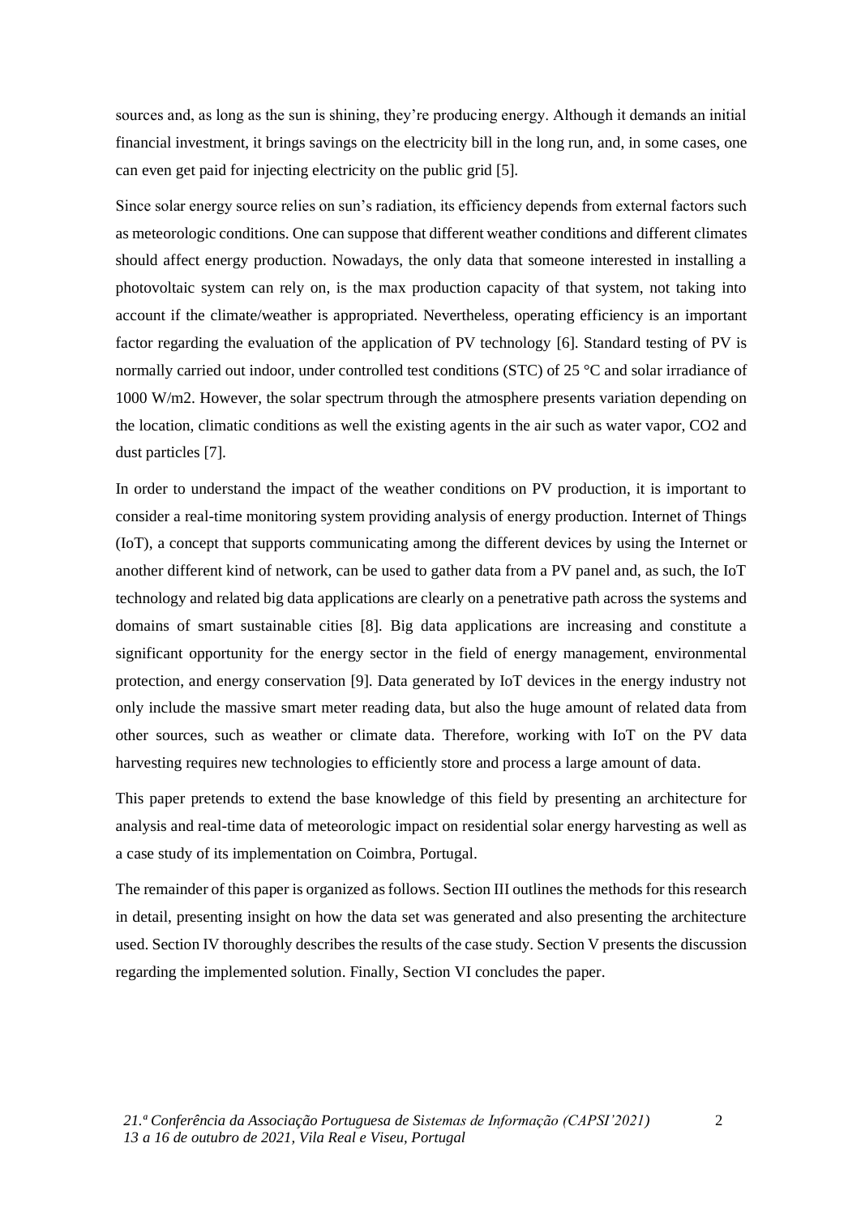sources and, as long as the sun is shining, they're producing energy. Although it demands an initial financial investment, it brings savings on the electricity bill in the long run, and, in some cases, one can even get paid for injecting electricity on the public grid [5].

Since solar energy source relies on sun's radiation, its efficiency depends from external factors such as meteorologic conditions. One can suppose that different weather conditions and different climates should affect energy production. Nowadays, the only data that someone interested in installing a photovoltaic system can rely on, is the max production capacity of that system, not taking into account if the climate/weather is appropriated. Nevertheless, operating efficiency is an important factor regarding the evaluation of the application of PV technology [6]. Standard testing of PV is normally carried out indoor, under controlled test conditions (STC) of 25 °C and solar irradiance of 1000 W/m2. However, the solar spectrum through the atmosphere presents variation depending on the location, climatic conditions as well the existing agents in the air such as water vapor, $CO_2$ and dust particles [7].

In order to understand the impact of the weather conditions on PV production, it is important to consider a real-time monitoring system providing analysis of energy production. Internet of Things (IoT), a concept that supports communicating among the different devices by using the Internet or another different kind of network, can be used to gather data from a PV panel and, as such, the IoT technology and related big data applications are clearly on a penetrative path across the systems and domains of smart sustainable cities [8]. Big data applications are increasing and constitute a significant opportunity for the energy sector in the field of energy management, environmental protection, and energy conservation [9]. Data generated by IoT devices in the energy industry not only include the massive smart meter reading data, but also the huge amount of related data from other sources, such as weather or climate data. Therefore, working with IoT on the PV data harvesting requires new technologies to efficiently store and process a large amount of data.

This paper pretends to extend the base knowledge of this field by presenting an architecture for analysis and real-time data of meteorologic impact on residential solar energy harvesting as well as a case study of its implementation on Coimbra, Portugal.

The remainder of this paper is organized as follows. Section III outlines the methods for this research in detail, presenting insight on how the data set was generated and also presenting the architecture used. Section IV thoroughly describes the results of the case study. Section V presents the discussion regarding the implemented solution. Finally, Section VI concludes the paper.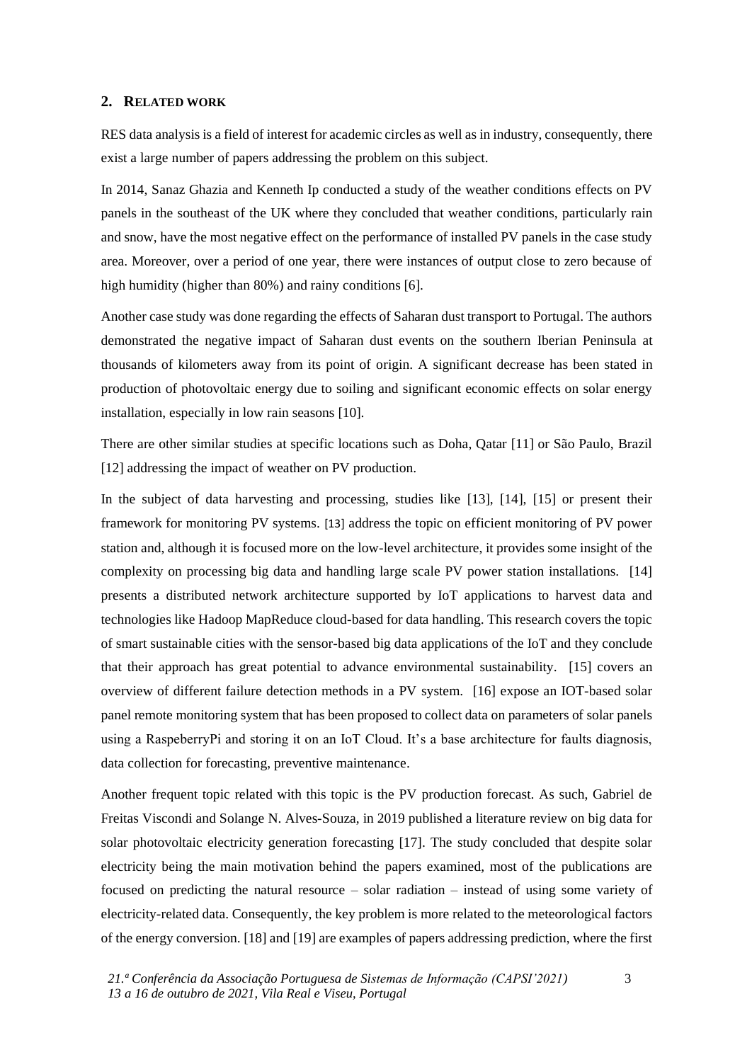## 2. RELATED WORK

RES data analysis is a field of interest for academic circles as well as in industry, consequently, there exist a large number of papers addressing the problem on this subject.

In 2014, Sanaz Ghazia and Kenneth Ip conducted a study of the weather conditions effects on PV panels in the southeast of the UK where they concluded that weather conditions, particularly rain and snow, have the most negative effect on the performance of installed PV panels in the case study area. Moreover, over a period of one year, there were instances of output close to zero because of high humidity (higher than 80%) and rainy conditions [6].

Another case study was done regarding the effects of Saharan dust transport to Portugal. The authors demonstrated the negative impact of Saharan dust events on the southern Iberian Peninsula at thousands of kilometers away from its point of origin. A significant decrease has been stated in production of photovoltaic energy due to soiling and significant economic effects on solar energy installation, especially in low rain seasons [10].

There are other similar studies at specific locations such as Doha, Qatar [11] or São Paulo, Brazil [12] addressing the impact of weather on PV production.

In the subject of data harvesting and processing, studies like [13], [14], [15] or present their framework for monitoring PV systems. [13] address the topic on efficient monitoring of PV power station and, although it is focused more on the low-level architecture, it provides some insight of the complexity on processing big data and handling large scale PV power station installations. [14] presents a distributed network architecture supported by IoT applications to harvest data and technologies like Hadoop MapReduce cloud-based for data handling. This research covers the topic of smart sustainable cities with the sensor-based big data applications of the IoT and they conclude that their approach has great potential to advance environmental sustainability. [15] covers an overview of different failure detection methods in a PV system. [16] expose an IOT-based solar panel remote monitoring system that has been proposed to collect data on parameters of solar panels using a RaspeberryPi and storing it on an IoT Cloud. It's a base architecture for faults diagnosis, data collection for forecasting, preventive maintenance.

Another frequent topic related with this topic is the PV production forecast. As such, Gabriel de Freitas Viscondi and Solange N. Alves-Souza, in 2019 published a literature review on big data for solar photovoltaic electricity generation forecasting [17]. The study concluded that despite solar electricity being the main motivation behind the papers examined, most of the publications are focused on predicting the natural resource – solar radiation – instead of using some variety of electricity-related data. Consequently, the key problem is more related to the meteorological factors of the energy conversion. [18] and [19] are examples of papers addressing prediction, where the first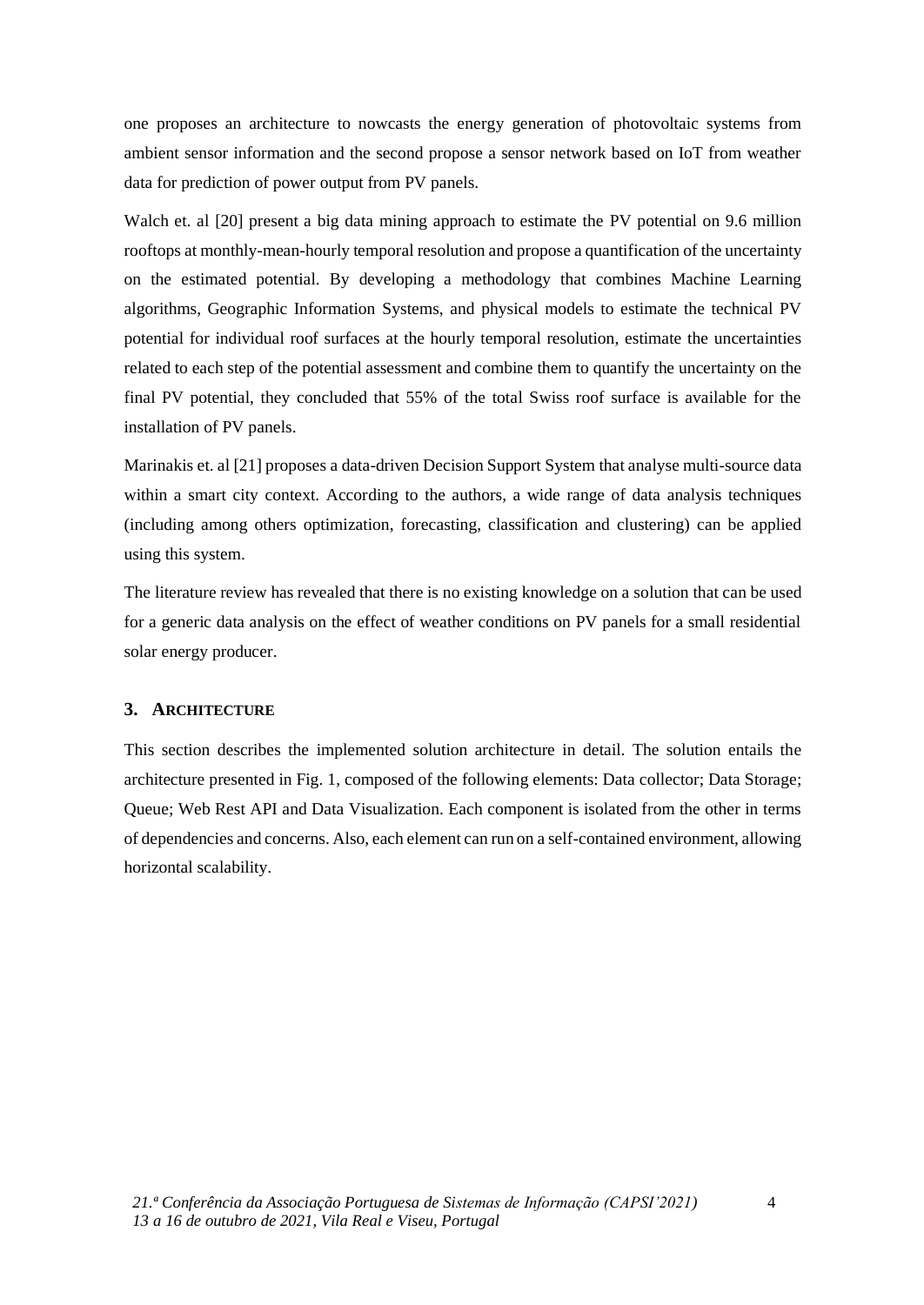one proposes an architecture to nowcasts the energy generation of photovoltaic systems from ambient sensor information and the second propose a sensor network based on IoT from weather data for prediction of power output from PV panels.

Walch et. al [20] present a big data mining approach to estimate the PV potential on 9.6 million rooftops at monthly-mean-hourly temporal resolution and propose a quantification of the uncertainty on the estimated potential. By developing a methodology that combines Machine Learning algorithms, Geographic Information Systems, and physical models to estimate the technical PV potential for individual roof surfaces at the hourly temporal resolution, estimate the uncertainties related to each step of the potential assessment and combine them to quantify the uncertainty on the final PV potential, they concluded that 55% of the total Swiss roof surface is available for the installation of PV panels.

Marinakis et. al [21] proposes a data-driven Decision Support System that analyse multi-source data within a smart city context. According to the authors, a wide range of data analysis techniques (including among others optimization, forecasting, classification and clustering) can be applied using this system.

The literature review has revealed that there is no existing knowledge on a solution that can be used for a generic data analysis on the effect of weather conditions on PV panels for a small residential solar energy producer.

## 3. ARCHITECTURE

This section describes the implemented solution architecture in detail. The solution entails the architecture presented in Fig. 1, composed of the following elements: Data collector; Data Storage; Queue; Web Rest API and Data Visualization. Each component is isolated from the other in terms of dependencies and concerns. Also, each element can run on a self-contained environment, allowing horizontal scalability.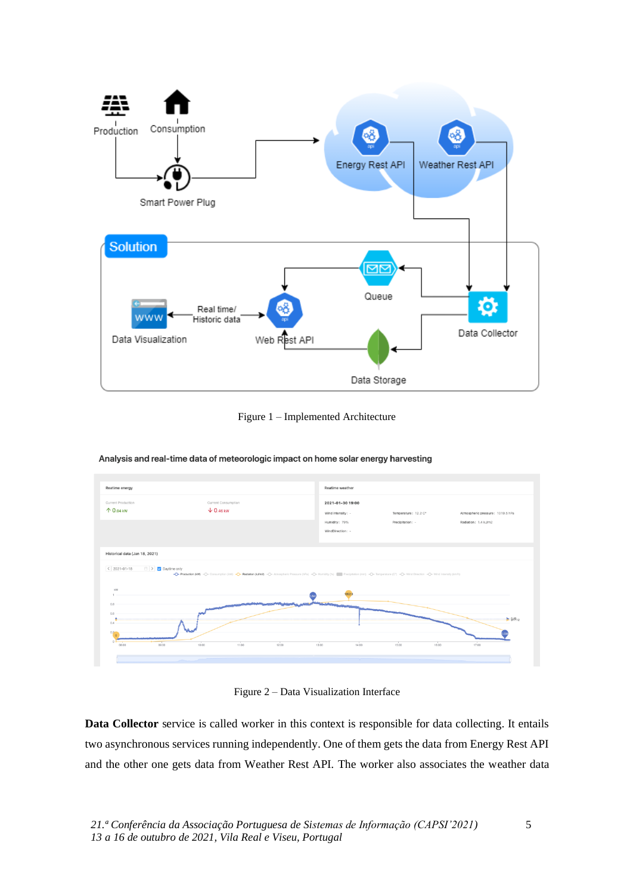Figure 1 – Implemented Architecture

Figure 2 – Data Visualization Interface

**Data Collector** service is called worker in this context is responsible for data collecting. It entails two asynchronous services running independently. One of them gets the data from Energy Rest API and the other one gets data from Weather Rest API. The worker also associates the weather data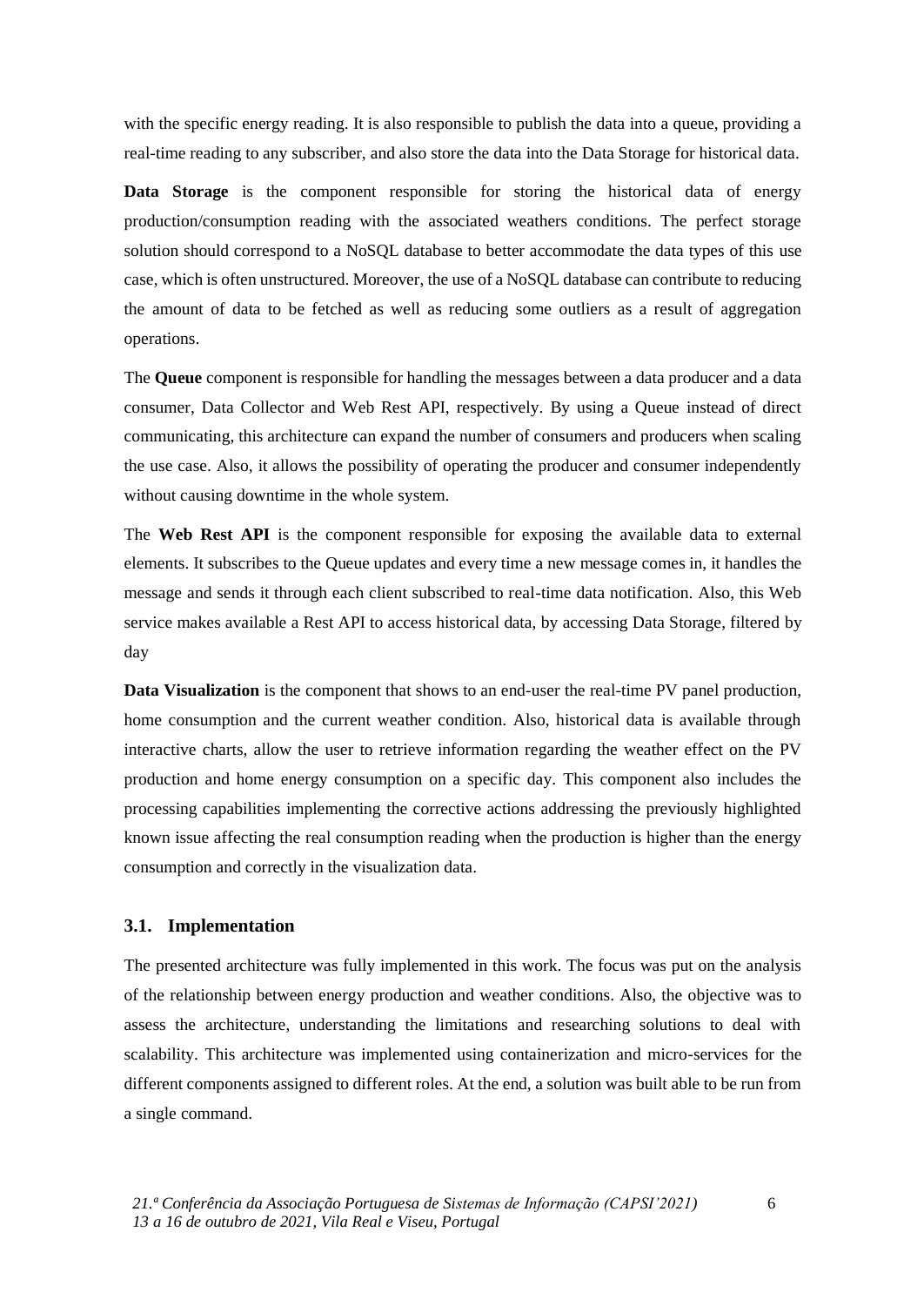with the specific energy reading. It is also responsible to publish the data into a queue, providing a real-time reading to any subscriber, and also store the data into the Data Storage for historical data.

**Data Storage** is the component responsible for storing the historical data of energy production/consumption reading with the associated weathers conditions. The perfect storage solution should correspond to a NoSQL database to better accommodate the data types of this use case, which is often unstructured. Moreover, the use of a NoSQL database can contribute to reducing the amount of data to be fetched as well as reducing some outliers as a result of aggregation operations.

The **Queue** component is responsible for handling the messages between a data producer and a data consumer, Data Collector and Web Rest API, respectively. By using a Queue instead of direct communicating, this architecture can expand the number of consumers and producers when scaling the use case. Also, it allows the possibility of operating the producer and consumer independently without causing downtime in the whole system.

The **Web Rest API** is the component responsible for exposing the available data to external elements. It subscribes to the Queue updates and every time a new message comes in, it handles the message and sends it through each client subscribed to real-time data notification. Also, this Web service makes available a Rest API to access historical data, by accessing Data Storage, filtered by day

**Data Visualization** is the component that shows to an end-user the real-time PV panel production, home consumption and the current weather condition. Also, historical data is available through interactive charts, allow the user to retrieve information regarding the weather effect on the PV production and home energy consumption on a specific day. This component also includes the processing capabilities implementing the corrective actions addressing the previously highlighted known issue affecting the real consumption reading when the production is higher than the energy consumption and correctly in the visualization data.

### 3.1. Implementation

The presented architecture was fully implemented in this work. The focus was put on the analysis of the relationship between energy production and weather conditions. Also, the objective was to assess the architecture, understanding the limitations and researching solutions to deal with scalability. This architecture was implemented using containerization and micro-services for the different components assigned to different roles. At the end, a solution was built able to be run from a single command.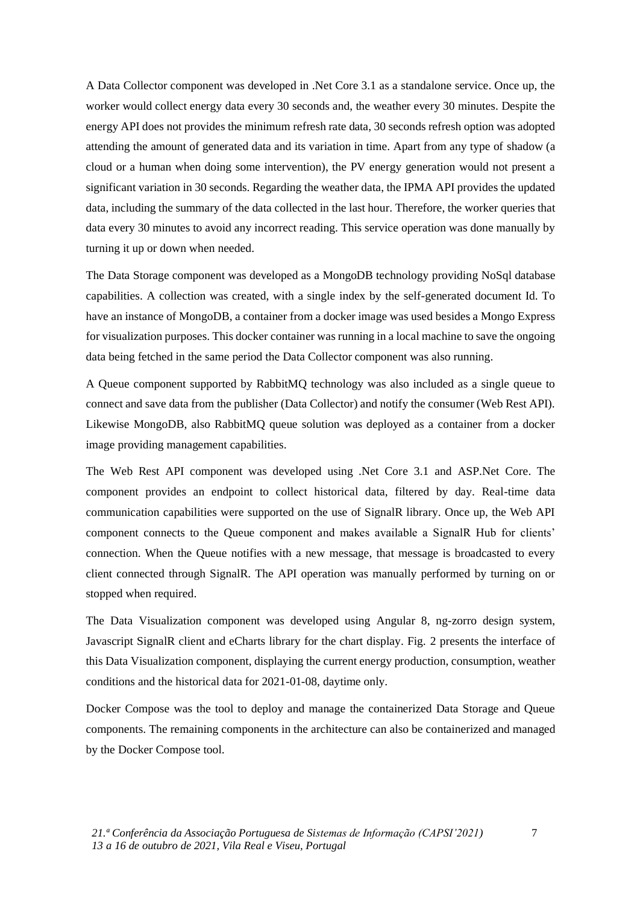A Data Collector component was developed in .Net Core 3.1 as a standalone service. Once up, the worker would collect energy data every 30 seconds and, the weather every 30 minutes. Despite the energy API does not provides the minimum refresh rate data, 30 seconds refresh option was adopted attending the amount of generated data and its variation in time. Apart from any type of shadow (a cloud or a human when doing some intervention), the PV energy generation would not present a significant variation in 30 seconds. Regarding the weather data, the IPMA API provides the updated data, including the summary of the data collected in the last hour. Therefore, the worker queries that data every 30 minutes to avoid any incorrect reading. This service operation was done manually by turning it up or down when needed.

The Data Storage component was developed as a MongoDB technology providing NoSql database capabilities. A collection was created, with a single index by the self-generated document Id. To have an instance of MongoDB, a container from a docker image was used besides a Mongo Express for visualization purposes. This docker container was running in a local machine to save the ongoing data being fetched in the same period the Data Collector component was also running.

A Queue component supported by RabbitMQ technology was also included as a single queue to connect and save data from the publisher (Data Collector) and notify the consumer (Web Rest API). Likewise MongoDB, also RabbitMQ queue solution was deployed as a container from a docker image providing management capabilities.

The Web Rest API component was developed using .Net Core 3.1 and ASP.Net Core. The component provides an endpoint to collect historical data, filtered by day. Real-time data communication capabilities were supported on the use of SignalR library. Once up, the Web API component connects to the Queue component and makes available a SignalR Hub for clients' connection. When the Queue notifies with a new message, that message is broadcasted to every client connected through SignalR. The API operation was manually performed by turning on or stopped when required.

The Data Visualization component was developed using Angular 8, ng-zorro design system, Javascript SignalR client and eCharts library for the chart display. Fig. 2 presents the interface of this Data Visualization component, displaying the current energy production, consumption, weather conditions and the historical data for 2021-01-08, daytime only.

Docker Compose was the tool to deploy and manage the containerized Data Storage and Queue components. The remaining components in the architecture can also be containerized and managed by the Docker Compose tool.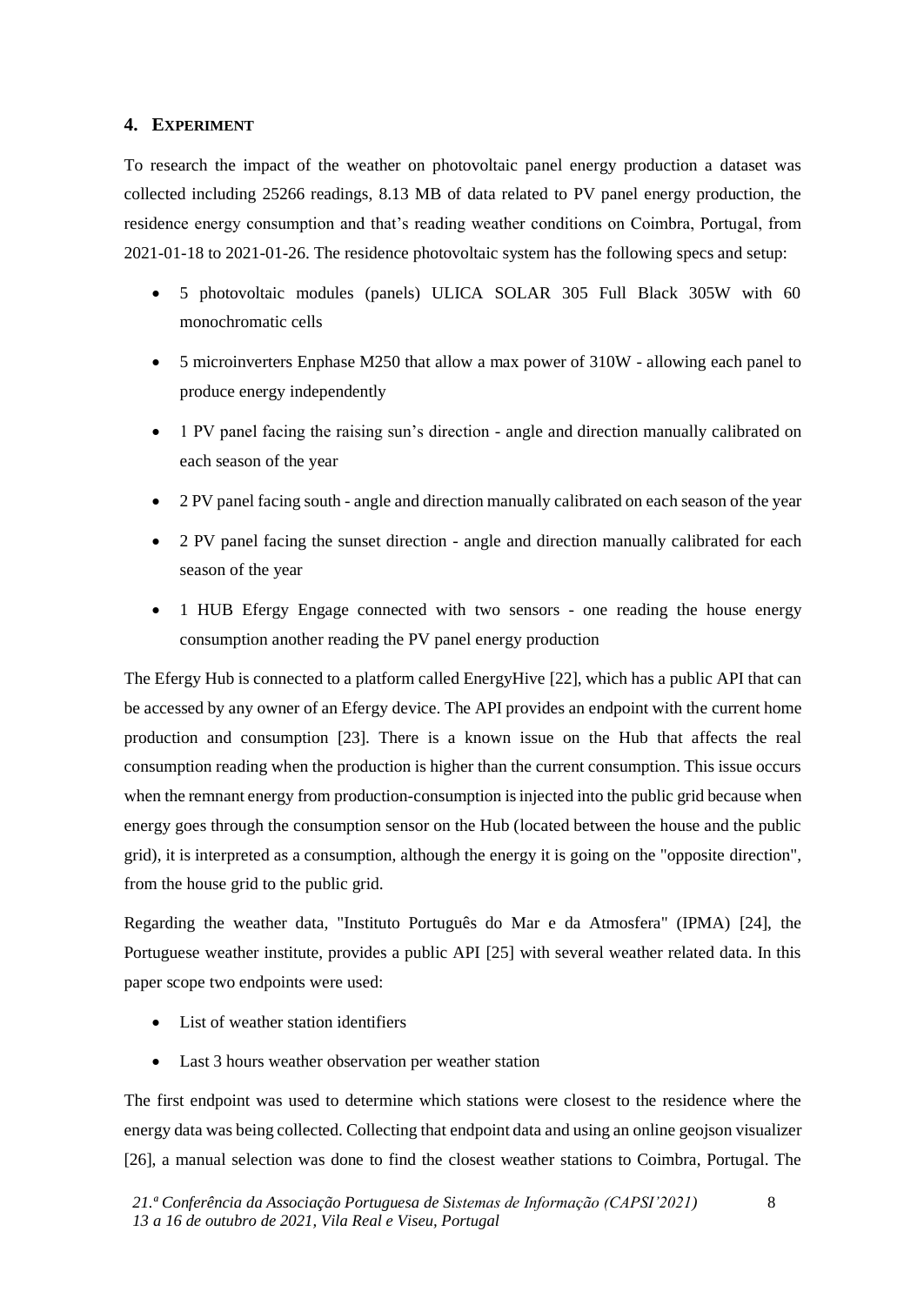## 4. Experiment

To research the impact of the weather on photovoltaic panel energy production a dataset was collected including 25266 readings, 8.13 MB of data related to PV panel energy production, the residence energy consumption and that's reading weather conditions on Coimbra, Portugal, from 2021-01-18 to 2021-01-26. The residence photovoltaic system has the following specs and setup:

- 5 photovoltaic modules (panels) ULICA SOLAR 305 Full Black 305W with 60 monochromatic cells
- 5 microinverters Enphase M250 that allow a max power of 310W - allowing each panel to produce energy independently
- 1 PV panel facing the raising sun's direction - angle and direction manually calibrated on each season of the year
- 2 PV panel facing south - angle and direction manually calibrated on each season of the year
- 2 PV panel facing the sunset direction - angle and direction manually calibrated for each season of the year
- 1 HUB Efergy Engage connected with two sensors - one reading the house energy consumption another reading the PV panel energy production

The Efergy Hub is connected to a platform called EnergyHive [22], which has a public API that can be accessed by any owner of an Efergy device. The API provides an endpoint with the current home production and consumption [23]. There is a known issue on the Hub that affects the real consumption reading when the production is higher than the current consumption. This issue occurs when the remnant energy from production-consumption is injected into the public grid because when energy goes through the consumption sensor on the Hub (located between the house and the public grid), it is interpreted as a consumption, although the energy it is going on the "opposite direction", from the house grid to the public grid.

Regarding the weather data, "Instituto Português do Mar e da Atmosfera" (IPMA) [24], the Portuguese weather institute, provides a public API [25] with several weather related data. In this paper scope two endpoints were used:

- List of weather station identifiers
- Last 3 hours weather observation per weather station

The first endpoint was used to determine which stations were closest to the residence where the energy data was being collected. Collecting that endpoint data and using an online geojson visualizer [26], a manual selection was done to find the closest weather stations to Coimbra, Portugal. The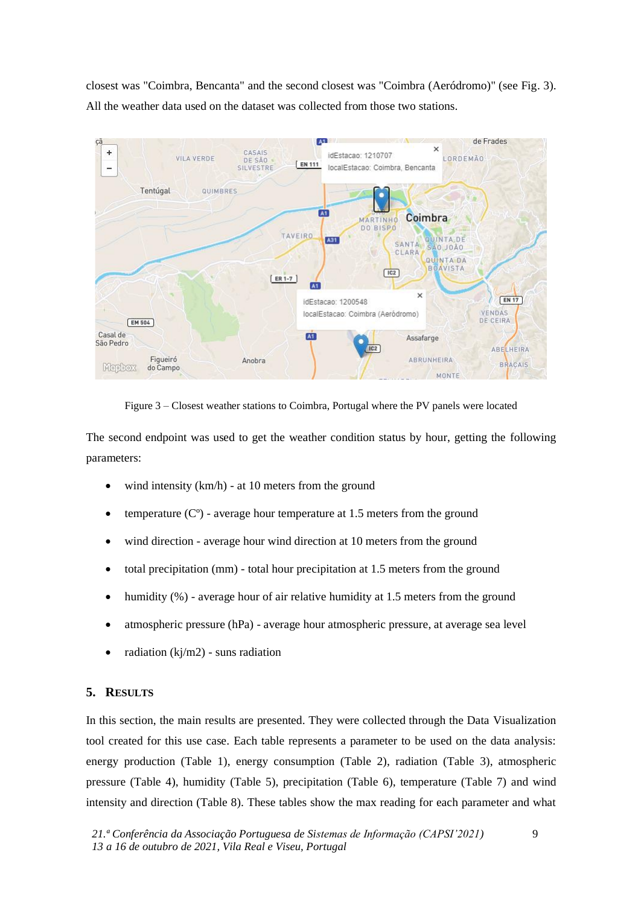closest was "Coimbra, Bencanta" and the second closest was "Coimbra (Aeródromo)" (see Fig. 3). All the weather data used on the dataset was collected from those two stations.

Figure 3 – Closest weather stations to Coimbra, Portugal where the PV panels were located

The second endpoint was used to get the weather condition status by hour, getting the following parameters:

- wind intensity (km/h) - at 10 meters from the ground
- temperature (Cº) - average hour temperature at 1.5 meters from the ground
- wind direction - average hour wind direction at 10 meters from the ground
- total precipitation (mm) - total hour precipitation at 1.5 meters from the ground
- humidity (%) - average hour of air relative humidity at 1.5 meters from the ground
- atmospheric pressure (hPa) - average hour atmospheric pressure, at average sea level
- radiation (kj/m2) - suns radiation

## 5. Results

In this section, the main results are presented. They were collected through the Data Visualization tool created for this use case. Each table represents a parameter to be used on the data analysis: energy production (Table 1), energy consumption (Table 2), radiation (Table 3), atmospheric pressure (Table 4), humidity (Table 5), precipitation (Table 6), temperature (Table 7) and wind intensity and direction (Table 8). These tables show the max reading for each parameter and what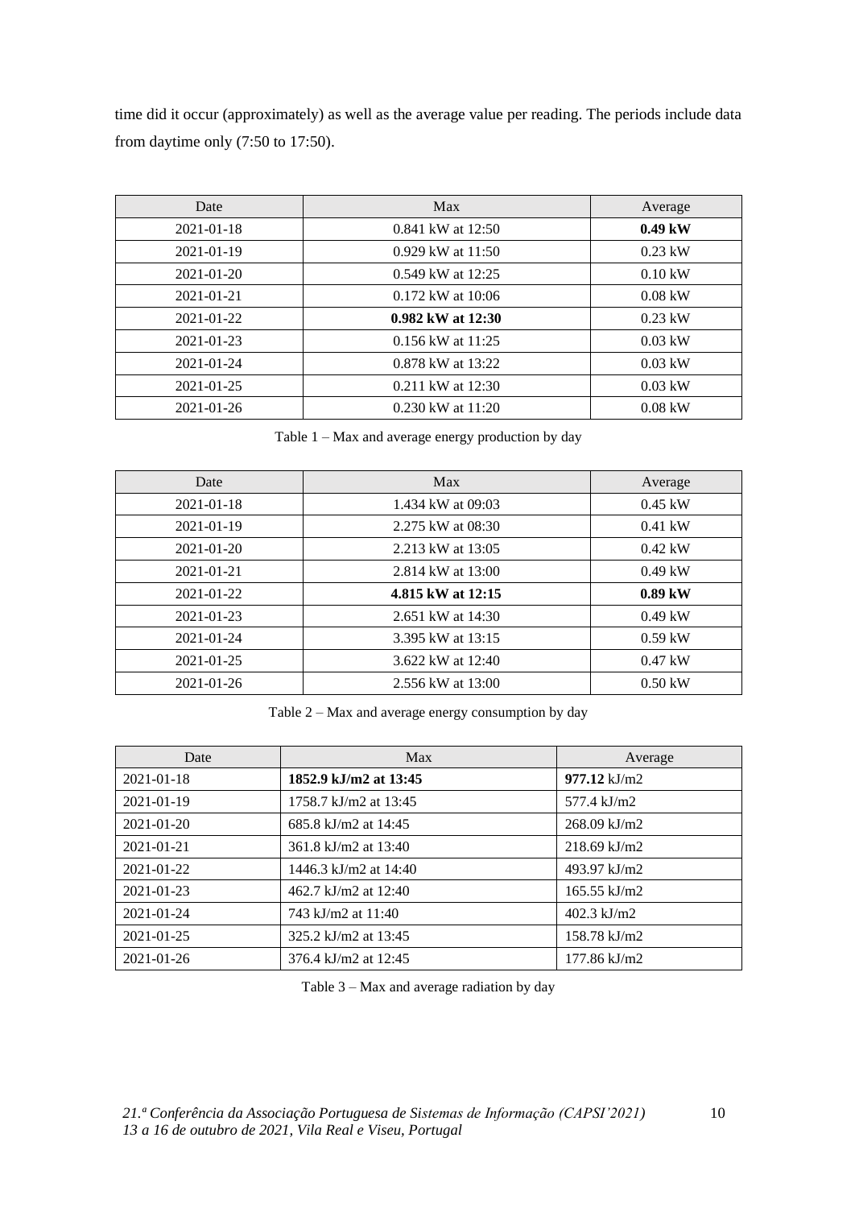time did it occur (approximately) as well as the average value per reading. The periods include data from daytime only (7:50 to 17:50).

| Date | Max | Average |
|---|---|---|
| 2021-01-18 | 0.841 kW at 12:50 | **0.49 kW** |
| 2021-01-19 | 0.929 kW at 11:50 | 0.23 kW |
| 2021-01-20 | 0.549 kW at 12:25 | 0.10 kW |
| 2021-01-21 | 0.172 kW at 10:06 | 0.08 kW |
| 2021-01-22 | **0.982 kW at 12:30** | 0.23 kW |
| 2021-01-23 | 0.156 kW at 11:25 | 0.03 kW |
| 2021-01-24 | 0.878 kW at 13:22 | 0.03 kW |
| 2021-01-25 | 0.211 kW at 12:30 | 0.03 kW |
| 2021-01-26 | 0.230 kW at 11:20 | 0.08 kW |

Table 1 – Max and average energy production by day

| Date | Max | Average |
|---|---|---|
| 2021-01-18 | 1.434 kW at 09:03 | 0.45 kW |
| 2021-01-19 | 2.275 kW at 08:30 | 0.41 kW |
| 2021-01-20 | 2.213 kW at 13:05 | 0.42 kW |
| 2021-01-21 | 2.814 kW at 13:00 | 0.49 kW |
| 2021-01-22 | **4.815 kW at 12:15** | **0.89 kW** |
| 2021-01-23 | 2.651 kW at 14:30 | 0.49 kW |
| 2021-01-24 | 3.395 kW at 13:15 | 0.59 kW |
| 2021-01-25 | 3.622 kW at 12:40 | 0.47 kW |
| 2021-01-26 | 2.556 kW at 13:00 | 0.50 kW |

Table 2 – Max and average energy consumption by day

| Date | Max | Average |
|---|---|---|
| 2021-01-18 | **1852.9 kJ/m2 at 13:45** | **977.12** kJ/m2 |
| 2021-01-19 | 1758.7 kJ/m2 at 13:45 | 577.4 kJ/m2 |
| 2021-01-20 | 685.8 kJ/m2 at 14:45 | 268.09 kJ/m2 |
| 2021-01-21 | 361.8 kJ/m2 at 13:40 | 218.69 kJ/m2 |
| 2021-01-22 | 1446.3 kJ/m2 at 14:40 | 493.97 kJ/m2 |
| 2021-01-23 | 462.7 kJ/m2 at 12:40 | 165.55 kJ/m2 |
| 2021-01-24 | 743 kJ/m2 at 11:40 | 402.3 kJ/m2 |
| 2021-01-25 | 325.2 kJ/m2 at 13:45 | 158.78 kJ/m2 |
| 2021-01-26 | 376.4 kJ/m2 at 12:45 | 177.86 kJ/m2 |

Table 3 – Max and average radiation by day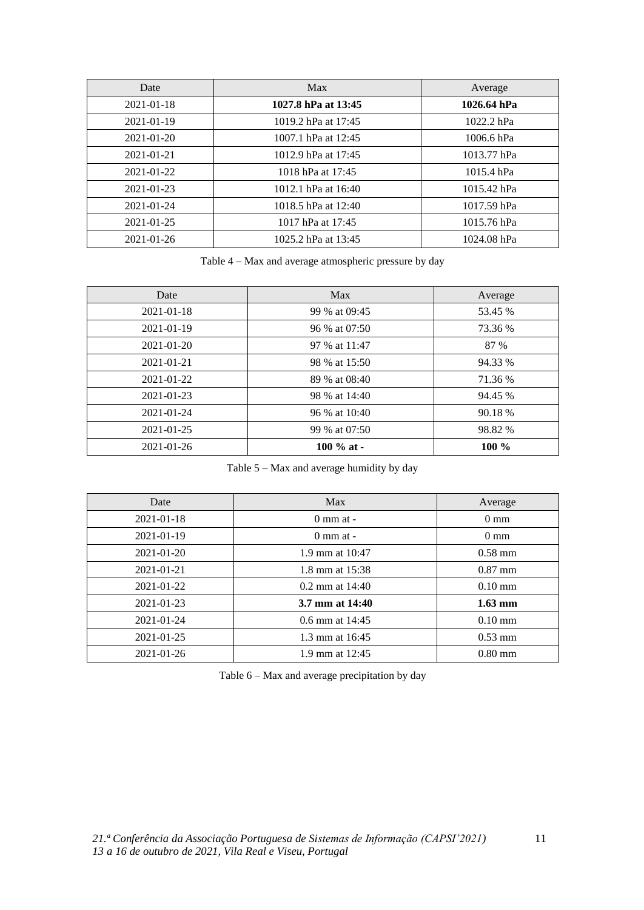| Date | Max | Average |
| --- | --- | --- |
| 2021-01-18 | **1027.8 hPa at 13:45** | **1026.64 hPa** |
| 2021-01-19 | 1019.2 hPa at 17:45 | 1022.2 hPa |
| 2021-01-20 | 1007.1 hPa at 12:45 | 1006.6 hPa |
| 2021-01-21 | 1012.9 hPa at 17:45 | 1013.77 hPa |
| 2021-01-22 | 1018 hPa at 17:45 | 1015.4 hPa |
| 2021-01-23 | 1012.1 hPa at 16:40 | 1015.42 hPa |
| 2021-01-24 | 1018.5 hPa at 12:40 | 1017.59 hPa |
| 2021-01-25 | 1017 hPa at 17:45 | 1015.76 hPa |
| 2021-01-26 | 1025.2 hPa at 13:45 | 1024.08 hPa |

Table 4 – Max and average atmospheric pressure by day

| Date | Max | Average |
| --- | --- | --- |
| 2021-01-18 | 99 % at 09:45 | 53.45 % |
| 2021-01-19 | 96 % at 07:50 | 73.36 % |
| 2021-01-20 | 97 % at 11:47 | 87 % |
| 2021-01-21 | 98 % at 15:50 | 94.33 % |
| 2021-01-22 | 89 % at 08:40 | 71.36 % |
| 2021-01-23 | 98 % at 14:40 | 94.45 % |
| 2021-01-24 | 96 % at 10:40 | 90.18 % |
| 2021-01-25 | 99 % at 07:50 | 98.82 % |
| 2021-01-26 | **100 % at -** | **100 %** |

Table 5 – Max and average humidity by day

| Date | Max | Average |
| --- | --- | --- |
| 2021-01-18 | 0 mm at - | 0 mm |
| 2021-01-19 | 0 mm at - | 0 mm |
| 2021-01-20 | 1.9 mm at 10:47 | 0.58 mm |
| 2021-01-21 | 1.8 mm at 15:38 | 0.87 mm |
| 2021-01-22 | 0.2 mm at 14:40 | 0.10 mm |
| 2021-01-23 | **3.7 mm at 14:40** | **1.63 mm** |
| 2021-01-24 | 0.6 mm at 14:45 | 0.10 mm |
| 2021-01-25 | 1.3 mm at 16:45 | 0.53 mm |
| 2021-01-26 | 1.9 mm at 12:45 | 0.80 mm |

Table 6 – Max and average precipitation by day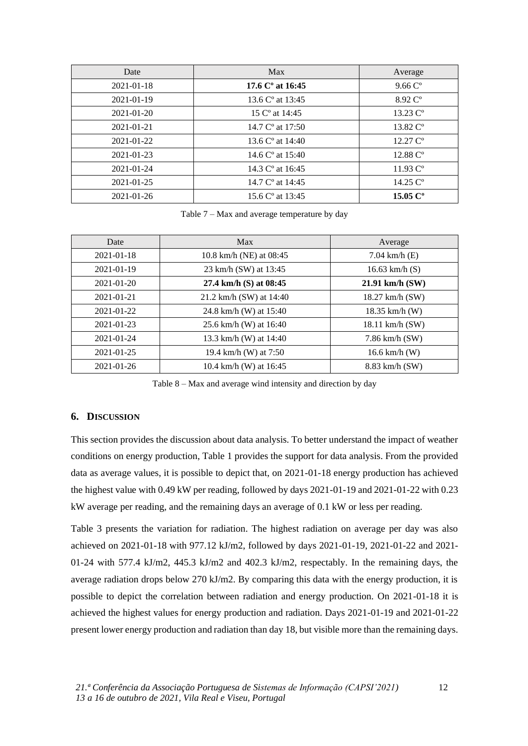| Date | Max | Average |
| --- | --- | --- |
| 2021-01-18 | **17.6 Cº at 16:45** | 9.66 Cº |
| 2021-01-19 | 13.6 Cº at 13:45 | 8.92 Cº |
| 2021-01-20 | 15 Cº at 14:45 | 13.23 Cº |
| 2021-01-21 | 14.7 Cº at 17:50 | 13.82 Cº |
| 2021-01-22 | 13.6 Cº at 14:40 | 12.27 Cº |
| 2021-01-23 | 14.6 Cº at 15:40 | 12.88 Cº |
| 2021-01-24 | 14.3 Cº at 16:45 | 11.93 Cº |
| 2021-01-25 | 14.7 Cº at 14:45 | 14.25 Cº |
| 2021-01-26 | 15.6 Cº at 13:45 | **15.05 Cº** |

Table 7 – Max and average temperature by day

| Date | Max | Average |
| --- | --- | --- |
| 2021-01-18 | 10.8 km/h (NE) at 08:45 | 7.04 km/h (E) |
| 2021-01-19 | 23 km/h (SW) at 13:45 | 16.63 km/h (S) |
| 2021-01-20 | **27.4 km/h (S) at 08:45** | **21.91 km/h (SW)** |
| 2021-01-21 | 21.2 km/h (SW) at 14:40 | 18.27 km/h (SW) |
| 2021-01-22 | 24.8 km/h (W) at 15:40 | 18.35 km/h (W) |
| 2021-01-23 | 25.6 km/h (W) at 16:40 | 18.11 km/h (SW) |
| 2021-01-24 | 13.3 km/h (W) at 14:40 | 7.86 km/h (SW) |
| 2021-01-25 | 19.4 km/h (W) at 7:50 | 16.6 km/h (W) |
| 2021-01-26 | 10.4 km/h (W) at 16:45 | 8.83 km/h (SW) |

Table 8 – Max and average wind intensity and direction by day

## 6. Discussion

This section provides the discussion about data analysis. To better understand the impact of weather conditions on energy production, Table 1 provides the support for data analysis. From the provided data as average values, it is possible to depict that, on 2021-01-18 energy production has achieved the highest value with 0.49 kW per reading, followed by days 2021-01-19 and 2021-01-22 with 0.23 kW average per reading, and the remaining days an average of 0.1 kW or less per reading.

Table 3 presents the variation for radiation. The highest radiation on average per day was also achieved on 2021-01-18 with 977.12 kJ/m2, followed by days 2021-01-19, 2021-01-22 and 2021-01-24 with 577.4 kJ/m2, 445.3 kJ/m2 and 402.3 kJ/m2, respectably. In the remaining days, the average radiation drops below 270 kJ/m2. By comparing this data with the energy production, it is possible to depict the correlation between radiation and energy production. On 2021-01-18 it is achieved the highest values for energy production and radiation. Days 2021-01-19 and 2021-01-22 present lower energy production and radiation than day 18, but visible more than the remaining days.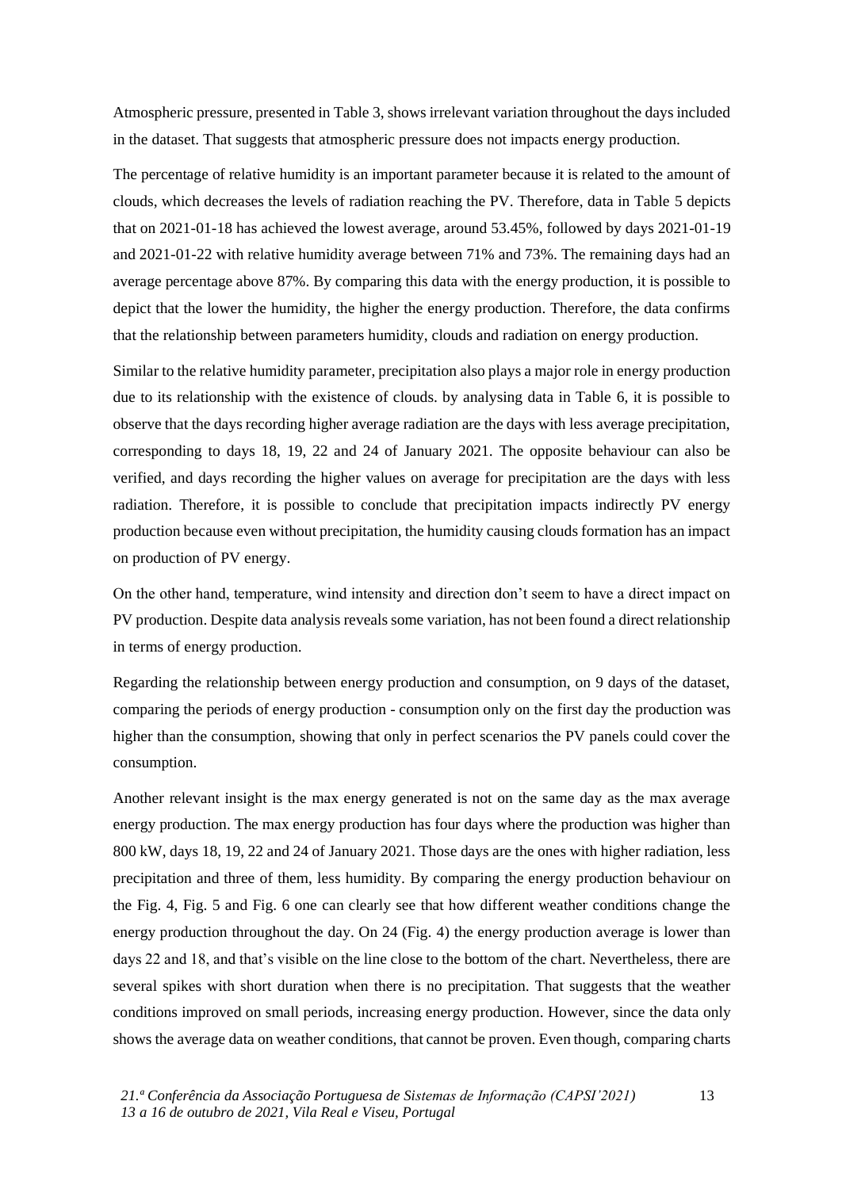Atmospheric pressure, presented in Table 3, shows irrelevant variation throughout the days included in the dataset. That suggests that atmospheric pressure does not impacts energy production.

The percentage of relative humidity is an important parameter because it is related to the amount of clouds, which decreases the levels of radiation reaching the PV. Therefore, data in Table 5 depicts that on 2021-01-18 has achieved the lowest average, around 53.45%, followed by days 2021-01-19 and 2021-01-22 with relative humidity average between 71% and 73%. The remaining days had an average percentage above 87%. By comparing this data with the energy production, it is possible to depict that the lower the humidity, the higher the energy production. Therefore, the data confirms that the relationship between parameters humidity, clouds and radiation on energy production.

Similar to the relative humidity parameter, precipitation also plays a major role in energy production due to its relationship with the existence of clouds. by analysing data in Table 6, it is possible to observe that the days recording higher average radiation are the days with less average precipitation, corresponding to days 18, 19, 22 and 24 of January 2021. The opposite behaviour can also be verified, and days recording the higher values on average for precipitation are the days with less radiation. Therefore, it is possible to conclude that precipitation impacts indirectly PV energy production because even without precipitation, the humidity causing clouds formation has an impact on production of PV energy.

On the other hand, temperature, wind intensity and direction don't seem to have a direct impact on PV production. Despite data analysis reveals some variation, has not been found a direct relationship in terms of energy production.

Regarding the relationship between energy production and consumption, on 9 days of the dataset, comparing the periods of energy production - consumption only on the first day the production was higher than the consumption, showing that only in perfect scenarios the PV panels could cover the consumption.

Another relevant insight is the max energy generated is not on the same day as the max average energy production. The max energy production has four days where the production was higher than 800 kW, days 18, 19, 22 and 24 of January 2021. Those days are the ones with higher radiation, less precipitation and three of them, less humidity. By comparing the energy production behaviour on the Fig. 4, Fig. 5 and Fig. 6 one can clearly see that how different weather conditions change the energy production throughout the day. On 24 (Fig. 4) the energy production average is lower than days 22 and 18, and that's visible on the line close to the bottom of the chart. Nevertheless, there are several spikes with short duration when there is no precipitation. That suggests that the weather conditions improved on small periods, increasing energy production. However, since the data only shows the average data on weather conditions, that cannot be proven. Even though, comparing charts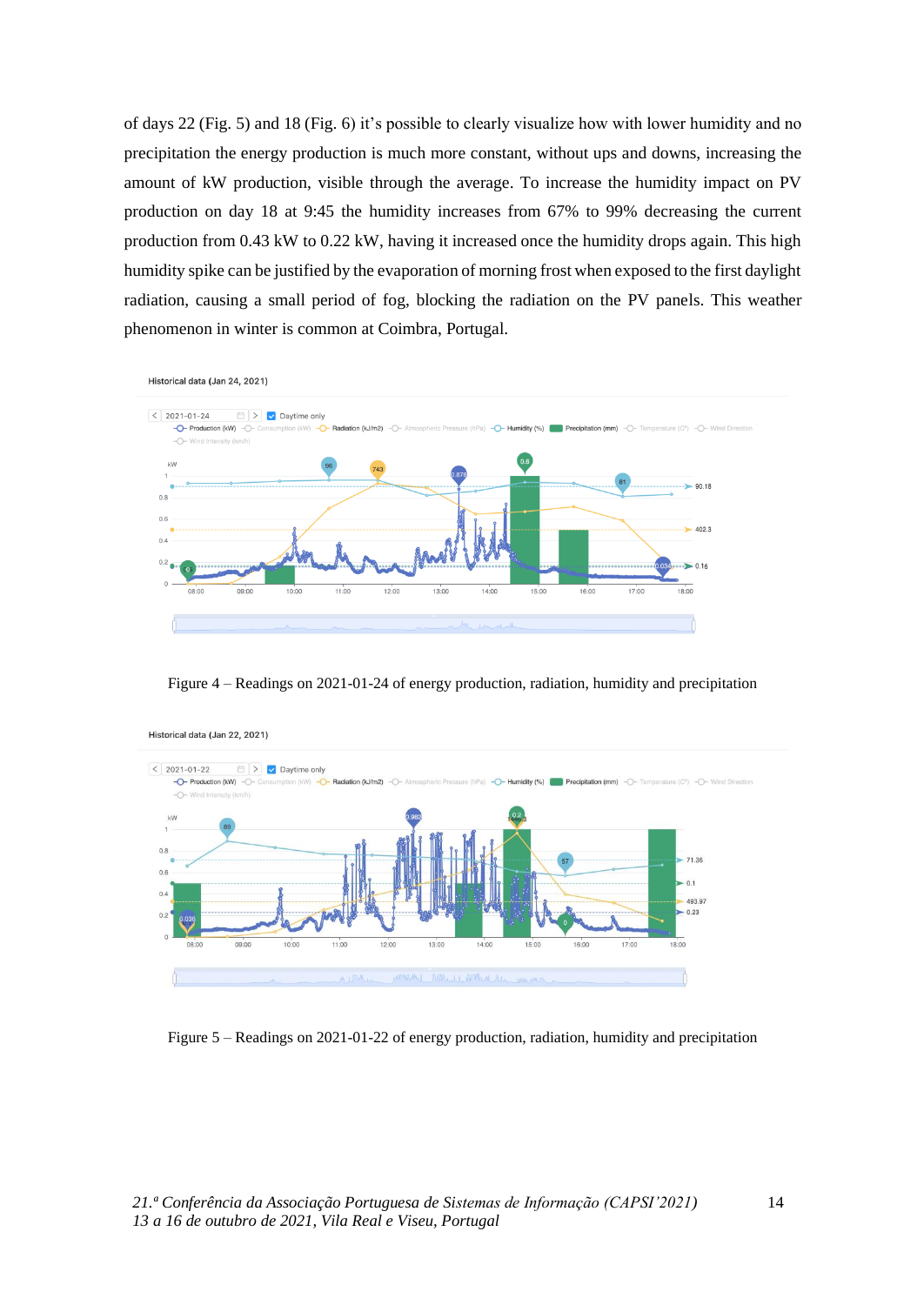of days 22 (Fig. 5) and 18 (Fig. 6) it's possible to clearly visualize how with lower humidity and no precipitation the energy production is much more constant, without ups and downs, increasing the amount of kW production, visible through the average. To increase the humidity impact on PV production on day 18 at 9:45 the humidity increases from 67% to 99% decreasing the current production from 0.43 kW to 0.22 kW, having it increased once the humidity drops again. This high humidity spike can be justified by the evaporation of morning frost when exposed to the first daylight radiation, causing a small period of fog, blocking the radiation on the PV panels. This weather phenomenon in winter is common at Coimbra, Portugal.

Figure 4 – Readings on 2021-01-24 of energy production, radiation, humidity and precipitation

Figure 5 – Readings on 2021-01-22 of energy production, radiation, humidity and precipitation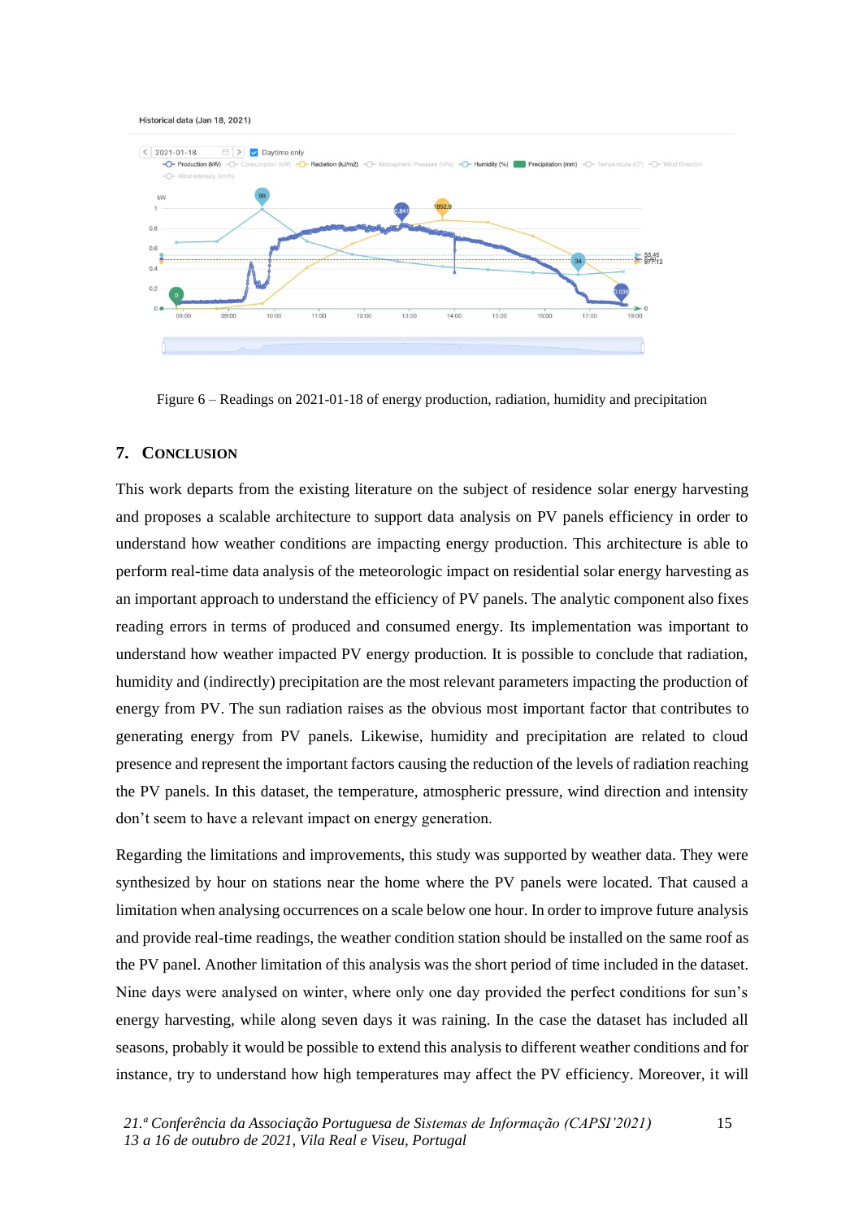Figure 6 – Readings on 2021-01-18 of energy production, radiation, humidity and precipitation

## 7. Conclusion

This work departs from the existing literature on the subject of residence solar energy harvesting and proposes a scalable architecture to support data analysis on PV panels efficiency in order to understand how weather conditions are impacting energy production. This architecture is able to perform real-time data analysis of the meteorologic impact on residential solar energy harvesting as an important approach to understand the efficiency of PV panels. The analytic component also fixes reading errors in terms of produced and consumed energy. Its implementation was important to understand how weather impacted PV energy production. It is possible to conclude that radiation, humidity and (indirectly) precipitation are the most relevant parameters impacting the production of energy from PV. The sun radiation raises as the obvious most important factor that contributes to generating energy from PV panels. Likewise, humidity and precipitation are related to cloud presence and represent the important factors causing the reduction of the levels of radiation reaching the PV panels. In this dataset, the temperature, atmospheric pressure, wind direction and intensity don't seem to have a relevant impact on energy generation.

Regarding the limitations and improvements, this study was supported by weather data. They were synthesized by hour on stations near the home where the PV panels were located. That caused a limitation when analysing occurrences on a scale below one hour. In order to improve future analysis and provide real-time readings, the weather condition station should be installed on the same roof as the PV panel. Another limitation of this analysis was the short period of time included in the dataset. Nine days were analysed on winter, where only one day provided the perfect conditions for sun's energy harvesting, while along seven days it was raining. In the case the dataset has included all seasons, probably it would be possible to extend this analysis to different weather conditions and for instance, try to understand how high temperatures may affect the PV efficiency. Moreover, it will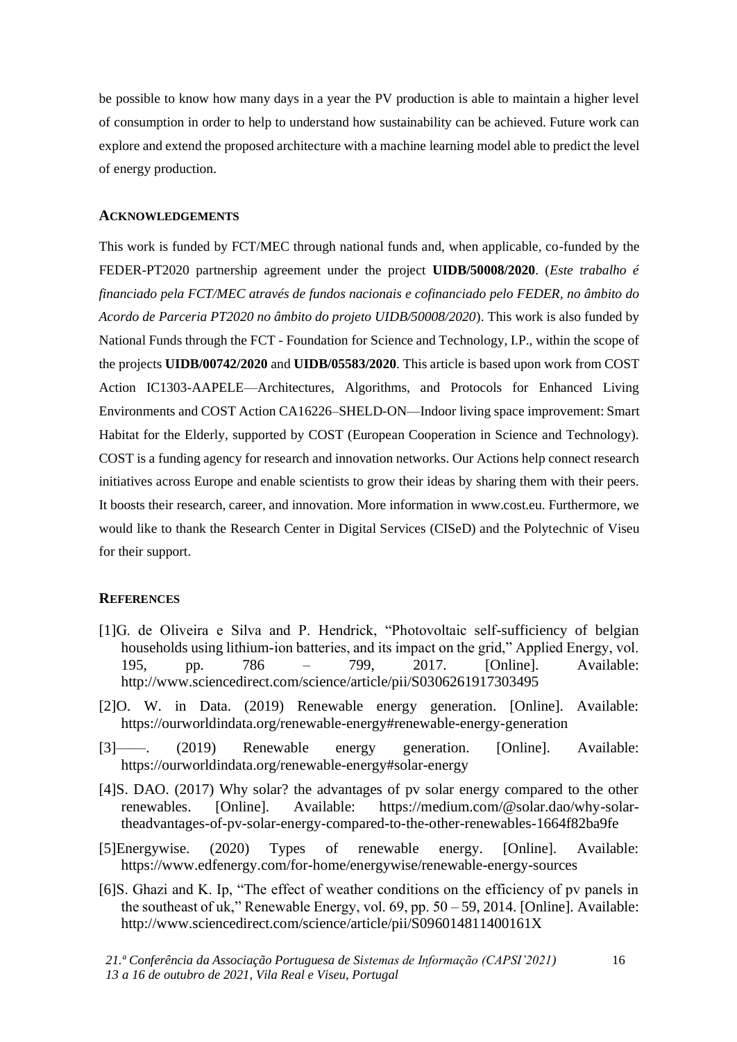be possible to know how many days in a year the PV production is able to maintain a higher level of consumption in order to help to understand how sustainability can be achieved. Future work can explore and extend the proposed architecture with a machine learning model able to predict the level of energy production.

## ACKNOWLEDGEMENTS

This work is funded by FCT/MEC through national funds and, when applicable, co-funded by the FEDER-PT2020 partnership agreement under the project **UIDB/50008/2020**. (*Este trabalho é financiado pela FCT/MEC através de fundos nacionais e cofinanciado pelo FEDER, no âmbito do Acordo de Parceria PT2020 no âmbito do projeto UIDB/50008/2020*). This work is also funded by National Funds through the FCT - Foundation for Science and Technology, I.P., within the scope of the projects **UIDB/00742/2020** and **UIDB/05583/2020**. This article is based upon work from COST Action IC1303-AAPELE—Architectures, Algorithms, and Protocols for Enhanced Living Environments and COST Action CA16226–SHELD-ON—Indoor living space improvement: Smart Habitat for the Elderly, supported by COST (European Cooperation in Science and Technology). COST is a funding agency for research and innovation networks. Our Actions help connect research initiatives across Europe and enable scientists to grow their ideas by sharing them with their peers. It boosts their research, career, and innovation. More information in www.cost.eu. Furthermore, we would like to thank the Research Center in Digital Services (CISeD) and the Polytechnic of Viseu for their support.

## REFERENCES

[1]G. de Oliveira e Silva and P. Hendrick, "Photovoltaic self-sufficiency of belgian households using lithium-ion batteries, and its impact on the grid," Applied Energy, vol. 195, pp. 786 – 799, 2017. [Online]. Available: http://www.sciencedirect.com/science/article/pii/S0306261917303495

[2]O. W. in Data. (2019) Renewable energy generation. [Online]. Available: https://ourworldindata.org/renewable-energy#renewable-energy-generation

[3]——. (2019) Renewable energy generation. [Online]. Available: https://ourworldindata.org/renewable-energy#solar-energy

[4]S. DAO. (2017) Why solar? the advantages of pv solar energy compared to the other renewables. [Online]. Available: https://medium.com/@solar.dao/why-solar-theadvantages-of-pv-solar-energy-compared-to-the-other-renewables-1664f82ba9fe

[5]Energywise. (2020) Types of renewable energy. [Online]. Available: https://www.edfenergy.com/for-home/energywise/renewable-energy-sources

[6]S. Ghazi and K. Ip, "The effect of weather conditions on the efficiency of pv panels in the southeast of uk," Renewable Energy, vol. 69, pp. 50 – 59, 2014. [Online]. Available: http://www.sciencedirect.com/science/article/pii/S096014811400161X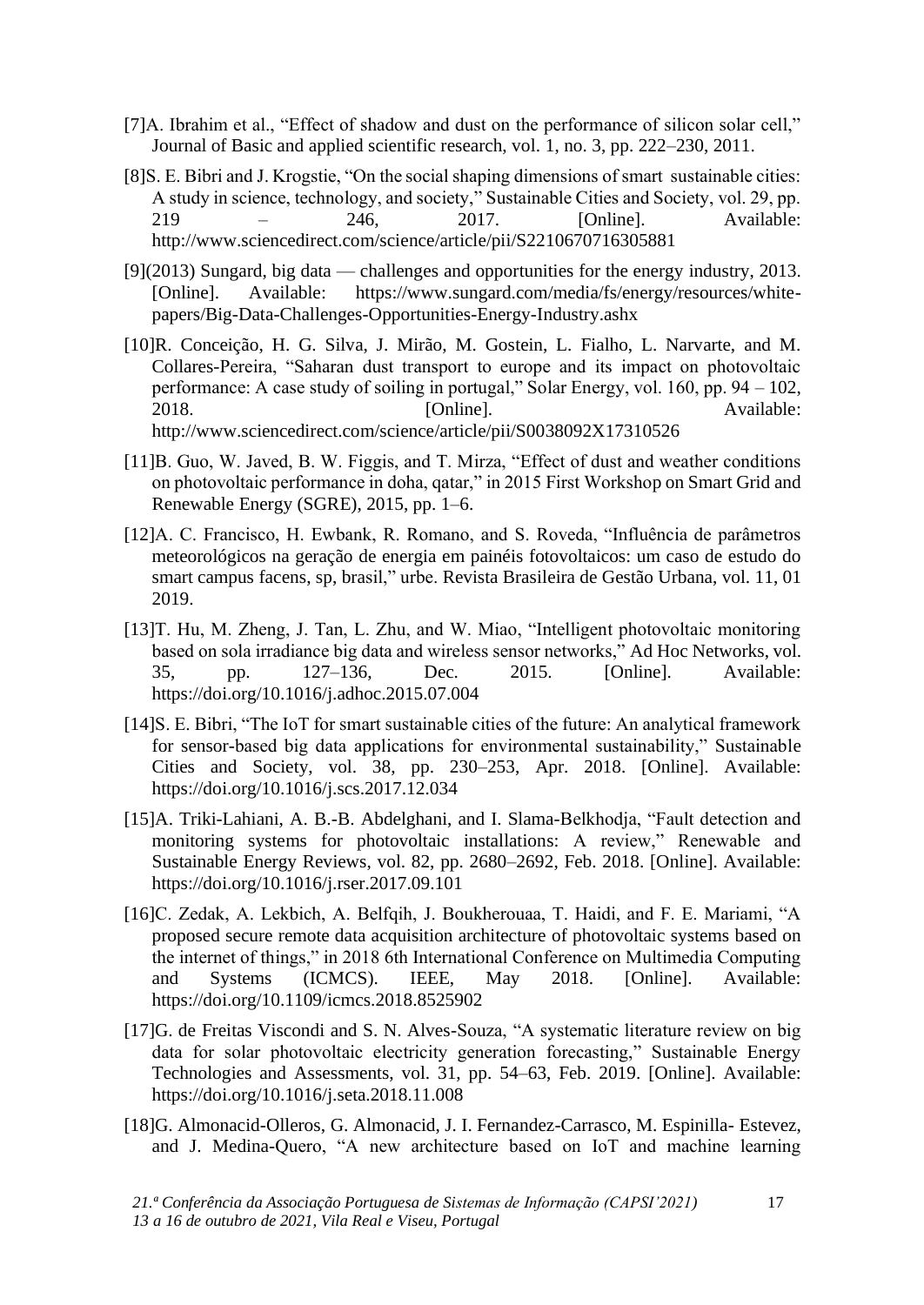[7]A. Ibrahim et al., "Effect of shadow and dust on the performance of silicon solar cell," Journal of Basic and applied scientific research, vol. 1, no. 3, pp. 222–230, 2011.

[8]S. E. Bibri and J. Krogstie, "On the social shaping dimensions of smart sustainable cities: A study in science, technology, and society," Sustainable Cities and Society, vol. 29, pp. 219 – 246, 2017. [Online]. Available: http://www.sciencedirect.com/science/article/pii/S2210670716305881

[9](2013) Sungard, big data — challenges and opportunities for the energy industry, 2013. [Online]. Available: https://www.sungard.com/media/fs/energy/resources/white-papers/Big-Data-Challenges-Opportunities-Energy-Industry.ashx

[10]R. Conceição, H. G. Silva, J. Mirão, M. Gostein, L. Fialho, L. Narvarte, and M. Collares-Pereira, "Saharan dust transport to europe and its impact on photovoltaic performance: A case study of soiling in portugal," Solar Energy, vol. 160, pp. 94 – 102, 2018. [Online]. Available: http://www.sciencedirect.com/science/article/pii/S0038092X17310526

[11]B. Guo, W. Javed, B. W. Figgis, and T. Mirza, "Effect of dust and weather conditions on photovoltaic performance in doha, qatar," in 2015 First Workshop on Smart Grid and Renewable Energy (SGRE), 2015, pp. 1–6.

[12]A. C. Francisco, H. Ewbank, R. Romano, and S. Roveda, "Influência de parâmetros meteorológicos na geração de energia em painéis fotovoltaicos: um caso de estudo do smart campus facens, sp, brasil," urbe. Revista Brasileira de Gestão Urbana, vol. 11, 01 2019.

[13]T. Hu, M. Zheng, J. Tan, L. Zhu, and W. Miao, "Intelligent photovoltaic monitoring based on sola irradiance big data and wireless sensor networks," Ad Hoc Networks, vol. 35, pp. 127–136, Dec. 2015. [Online]. Available: https://doi.org/10.1016/j.adhoc.2015.07.004

[14]S. E. Bibri, "The IoT for smart sustainable cities of the future: An analytical framework for sensor-based big data applications for environmental sustainability," Sustainable Cities and Society, vol. 38, pp. 230–253, Apr. 2018. [Online]. Available: https://doi.org/10.1016/j.scs.2017.12.034

[15]A. Triki-Lahiani, A. B.-B. Abdelghani, and I. Slama-Belkhodja, "Fault detection and monitoring systems for photovoltaic installations: A review," Renewable and Sustainable Energy Reviews, vol. 82, pp. 2680–2692, Feb. 2018. [Online]. Available: https://doi.org/10.1016/j.rser.2017.09.101

[16]C. Zedak, A. Lekbich, A. Belfqih, J. Boukherouaa, T. Haidi, and F. E. Mariami, "A proposed secure remote data acquisition architecture of photovoltaic systems based on the internet of things," in 2018 6th International Conference on Multimedia Computing and Systems (ICMCS). IEEE, May 2018. [Online]. Available: https://doi.org/10.1109/icmcs.2018.8525902

[17]G. de Freitas Viscondi and S. N. Alves-Souza, "A systematic literature review on big data for solar photovoltaic electricity generation forecasting," Sustainable Energy Technologies and Assessments, vol. 31, pp. 54–63, Feb. 2019. [Online]. Available: https://doi.org/10.1016/j.seta.2018.11.008

[18]G. Almonacid-Olleros, G. Almonacid, J. I. Fernandez-Carrasco, M. Espinilla- Estevez, and J. Medina-Quero, "A new architecture based on IoT and machine learning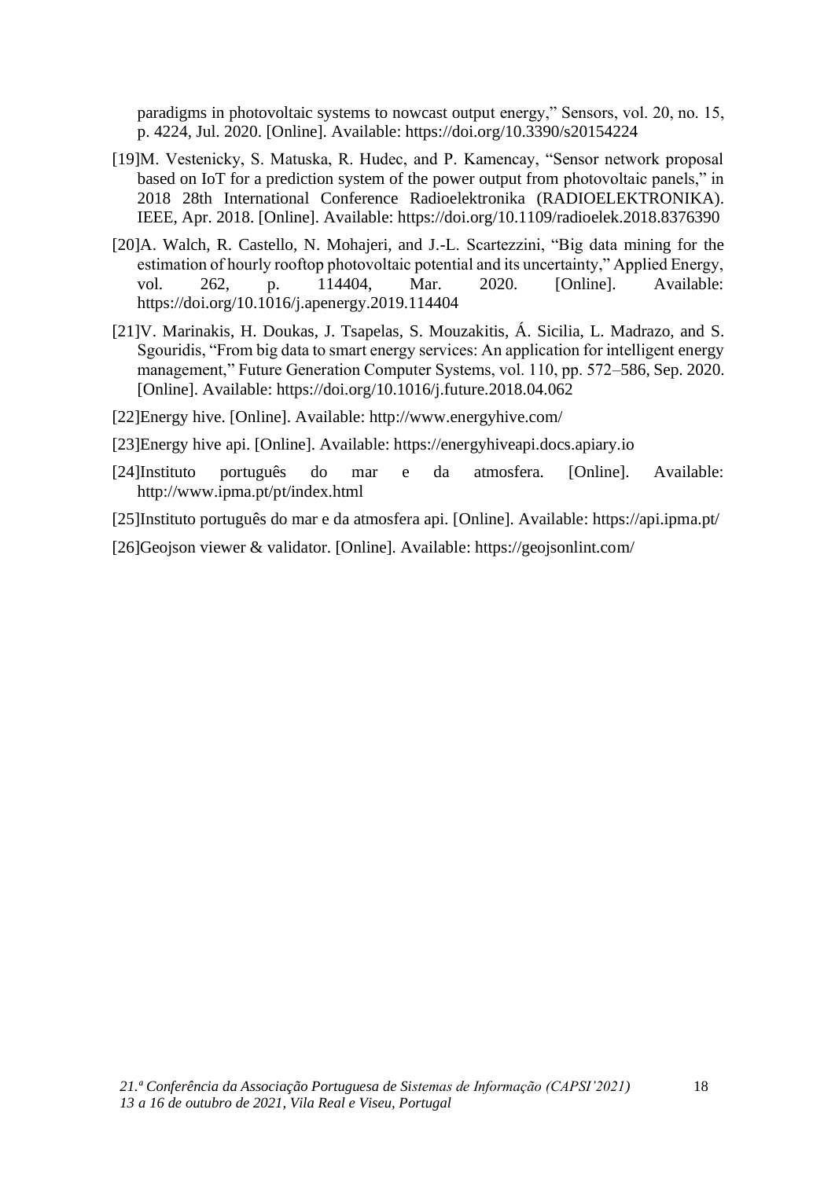paradigms in photovoltaic systems to nowcast output energy," Sensors, vol. 20, no. 15, p. 4224, Jul. 2020. [Online]. Available: https://doi.org/10.3390/s20154224

[19]M. Vestenicky, S. Matuska, R. Hudec, and P. Kamencay, "Sensor network proposal based on IoT for a prediction system of the power output from photovoltaic panels," in 2018 28th International Conference Radioelektronika (RADIOELEKTRONIKA). IEEE, Apr. 2018. [Online]. Available: https://doi.org/10.1109/radioelek.2018.8376390

[20]A. Walch, R. Castello, N. Mohajeri, and J.-L. Scartezzini, "Big data mining for the estimation of hourly rooftop photovoltaic potential and its uncertainty," Applied Energy, vol. 262, p. 114404, Mar. 2020. [Online]. Available: https://doi.org/10.1016/j.apenergy.2019.114404

[21]V. Marinakis, H. Doukas, J. Tsapelas, S. Mouzakitis, Á. Sicilia, L. Madrazo, and S. Sgouridis, "From big data to smart energy services: An application for intelligent energy management," Future Generation Computer Systems, vol. 110, pp. 572–586, Sep. 2020. [Online]. Available: https://doi.org/10.1016/j.future.2018.04.062

[22]Energy hive. [Online]. Available: http://www.energyhive.com/

[23]Energy hive api. [Online]. Available: https://energyhiveapi.docs.apiary.io

[24]Instituto português do mar e da atmosfera. [Online]. Available: http://www.ipma.pt/pt/index.html

[25]Instituto português do mar e da atmosfera api. [Online]. Available: https://api.ipma.pt/

[26]Geojson viewer & validator. [Online]. Available: https://geojsonlint.com/